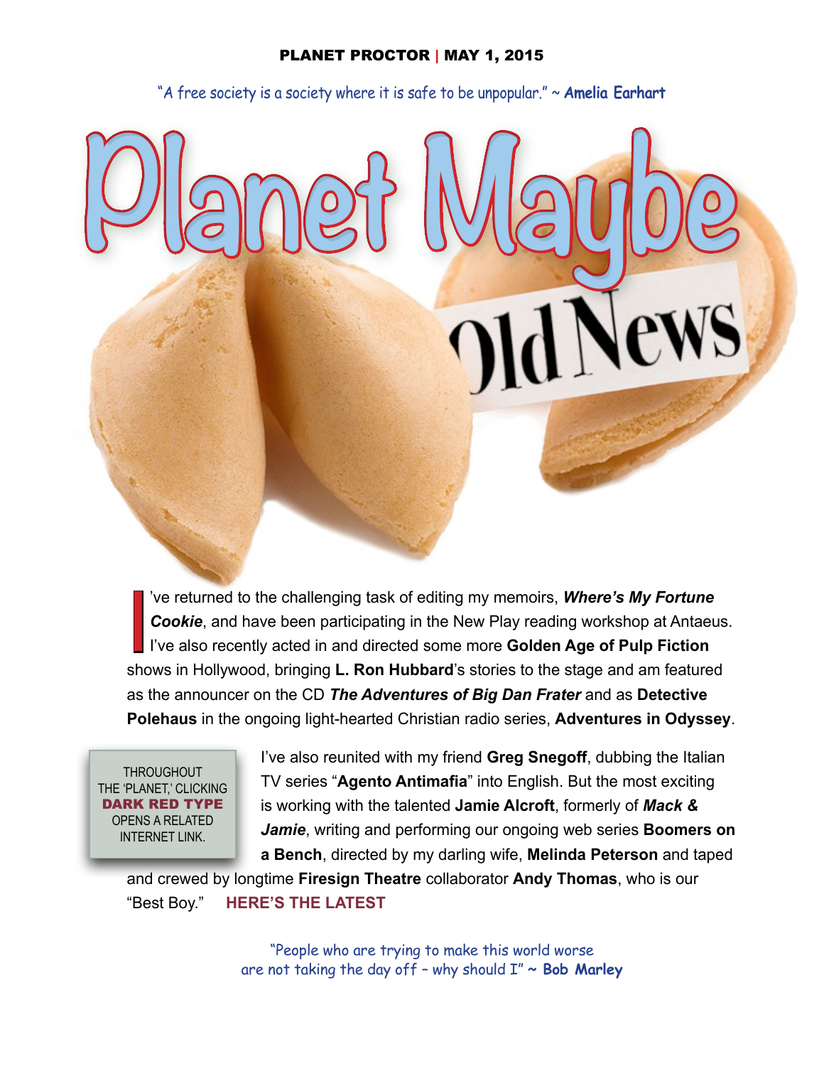**PLANET PROCTOR | MAY 1, 2015**

"A free society is a society where it is safe to be unpopular." ~ **Amelia Earhart**

# Planet Maybe

## Old News

I've returned to the challenging task of editing my memoirs, ***Where's My Fortune Cookie***, and have been participating in the New Play reading workshop at Antaeus. I've also recently acted in and directed some more **Golden Age of Pulp Fiction** shows in Hollywood, bringing **L. Ron Hubbard**'s stories to the stage and am featured as the announcer on the CD ***The Adventures of Big Dan Frater*** and as **Detective Polehaus** in the ongoing light-hearted Christian radio series, **Adventures in Odyssey**.

THROUGHOUT THE 'PLANET,' CLICKING **DARK RED TYPE** OPENS A RELATED INTERNET LINK.

I've also reunited with my friend **Greg Snegoff**, dubbing the Italian TV series "**Agento Antimafia**" into English. But the most exciting is working with the talented **Jamie Alcroft**, formerly of ***Mack & Jamie***, writing and performing our ongoing web series **Boomers on a Bench**, directed by my darling wife, **Melinda Peterson** and taped and crewed by longtime **Firesign Theatre** collaborator **Andy Thomas**, who is our "Best Boy." **HERE'S THE LATEST**

"People who are trying to make this world worse are not taking the day off – why should I" ~ **Bob Marley**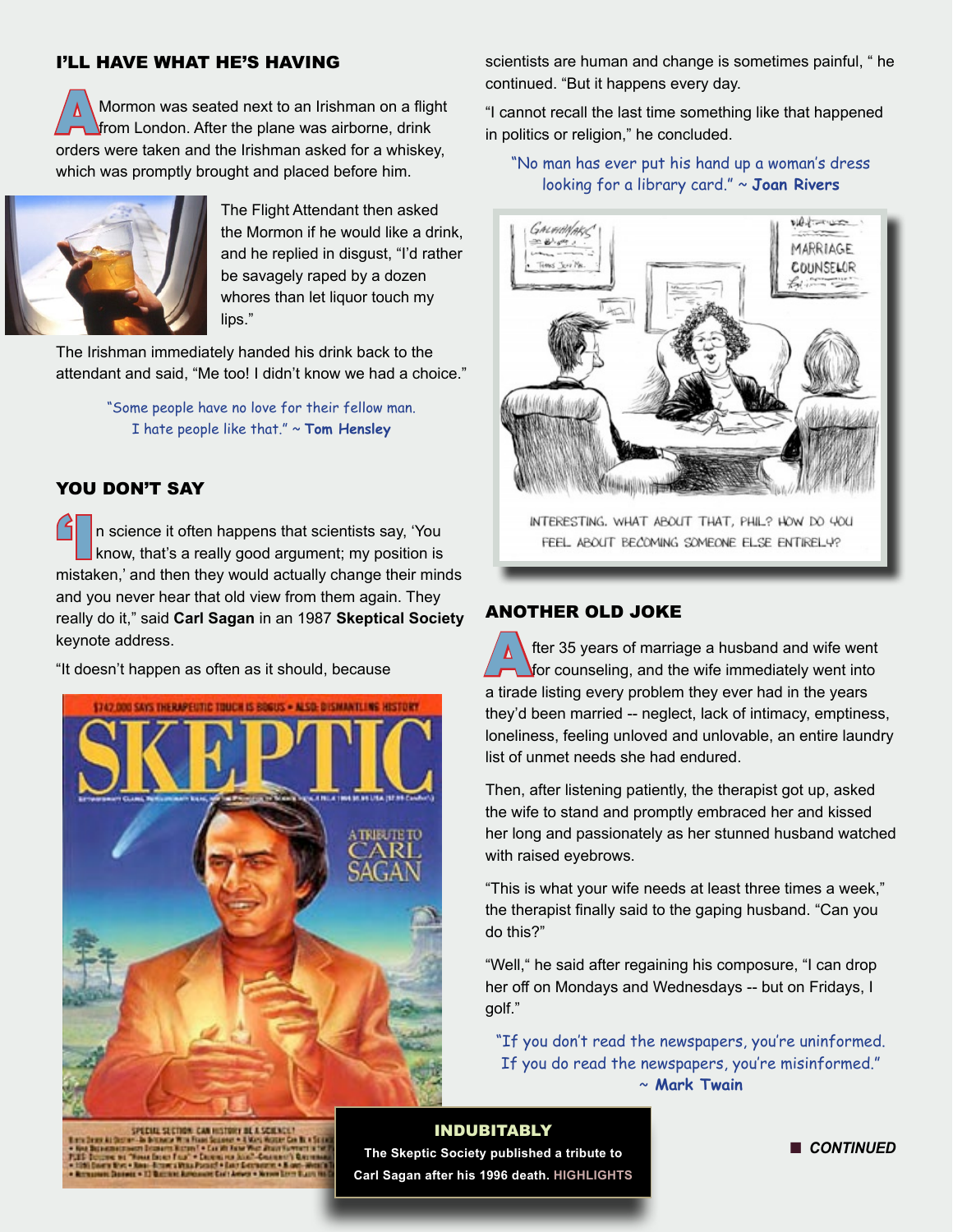## I'LL HAVE WHAT HE'S HAVING

A Mormon was seated next to an Irishman on a flight from London. After the plane was airborne, drink orders were taken and the Irishman asked for a whiskey, which was promptly brought and placed before him.

The Flight Attendant then asked the Mormon if he would like a drink, and he replied in disgust, "I'd rather be savagely raped by a dozen whores than let liquor touch my lips."

The Irishman immediately handed his drink back to the attendant and said, "Me too! I didn't know we had a choice."

"Some people have no love for their fellow man. I hate people like that." ~ **Tom Hensley**

## YOU DON'T SAY

"In science it often happens that scientists say, 'You know, that's a really good argument; my position is mistaken,' and then they would actually change their minds and you never hear that old view from them again. They really do it," said **Carl Sagan** in an 1987 **Skeptical Society** keynote address.

"It doesn't happen as often as it should, because scientists are human and change is sometimes painful, " he continued. "But it happens every day.

"I cannot recall the last time something like that happened in politics or religion," he concluded.

"No man has ever put his hand up a woman's dress looking for a library card." ~ **Joan Rivers**

INTERESTING. WHAT ABOUT THAT, PHIL? HOW DO YOU FEEL ABOUT BECOMING SOMEONE ELSE ENTIRELY?

**INDUBITABLY**

**The Skeptic Society published a tribute to Carl Sagan after his 1996 death. HIGHLIGHTS**

## ANOTHER OLD JOKE

After 35 years of marriage a husband and wife went for counseling, and the wife immediately went into a tirade listing every problem they ever had in the years they'd been married -- neglect, lack of intimacy, emptiness, loneliness, feeling unloved and unlovable, an entire laundry list of unmet needs she had endured.

Then, after listening patiently, the therapist got up, asked the wife to stand and promptly embraced her and kissed her long and passionately as her stunned husband watched with raised eyebrows.

"This is what your wife needs at least three times a week," the therapist finally said to the gaping husband. "Can you do this?"

"Well," he said after regaining his composure, "I can drop her off on Mondays and Wednesdays -- but on Fridays, I golf."

"If you don't read the newspapers, you're uninformed. If you do read the newspapers, you're misinformed." ~ **Mark Twain**

***CONTINUED***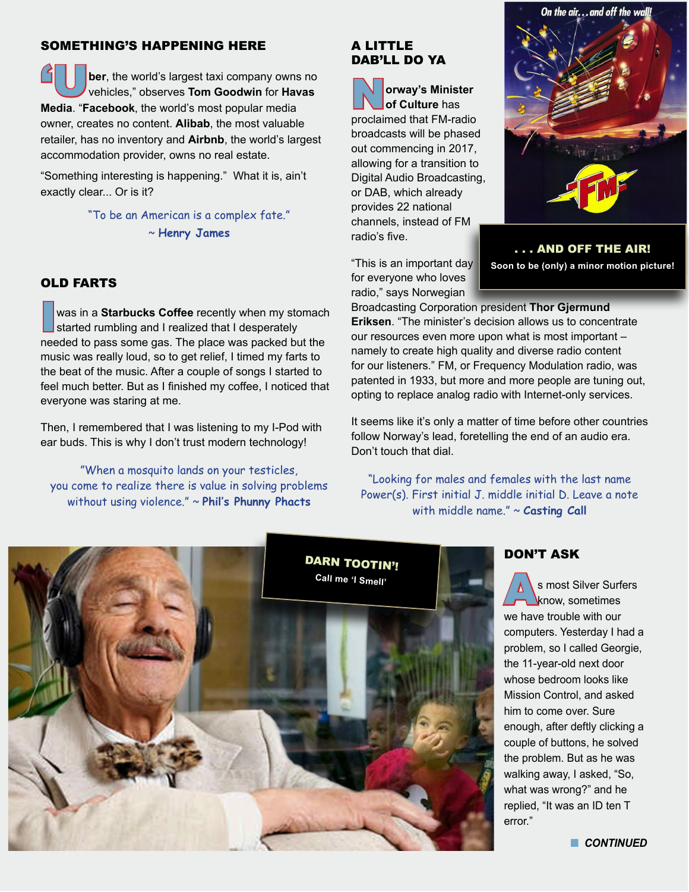## SOMETHING'S HAPPENING HERE

"Uber, the world's largest taxi company owns no vehicles," observes **Tom Goodwin** for **Havas Media**. "**Facebook**, the world's most popular media owner, creates no content. **Alibab**, the most valuable retailer, has no inventory and **Airbnb**, the world's largest accommodation provider, owns no real estate.

"Something interesting is happening." What it is, ain't exactly clear... Or is it?

"To be an American is a complex fate."
~ **Henry James**

## OLD FARTS

I was in a **Starbucks Coffee** recently when my stomach started rumbling and I realized that I desperately needed to pass some gas. The place was packed but the music was really loud, so to get relief, I timed my farts to the beat of the music. After a couple of songs I started to feel much better. But as I finished my coffee, I noticed that everyone was staring at me.

Then, I remembered that I was listening to my I-Pod with ear buds. This is why I don't trust modern technology!

"When a mosquito lands on your testicles, you come to realize there is value in solving problems without using violence." ~ **Phil's Phunny Phacts**

## A LITTLE DAB'LL DO YA

**Norway's Minister of Culture** has proclaimed that FM-radio broadcasts will be phased out commencing in 2017, allowing for a transition to Digital Audio Broadcasting, or DAB, which already provides 22 national channels, instead of FM radio's five.

"This is an important day for everyone who loves radio," says Norwegian Broadcasting Corporation president **Thor Gjermund Eriksen**. "The minister's decision allows us to concentrate our resources even more upon what is most important – namely to create high quality and diverse radio content for our listeners." FM, or Frequency Modulation radio, was patented in 1933, but more and more people are tuning out, opting to replace analog radio with Internet-only services.

It seems like it's only a matter of time before other countries follow Norway's lead, foretelling the end of an audio era. Don't touch that dial.

*On the air... and off the wall!*

**. . . AND OFF THE AIR!**
**Soon to be (only) a minor motion picture!**

"Looking for males and females with the last name Power(s). First initial J. middle initial D. Leave a note with middle name." ~ ***Casting Call***

**DARN TOOTIN'!**
**Call me 'I Smell'**

## DON'T ASK

As most Silver Surfers know, sometimes we have trouble with our computers. Yesterday I had a problem, so I called Georgie, the 11-year-old next door whose bedroom looks like Mission Control, and asked him to come over. Sure enough, after deftly clicking a couple of buttons, he solved the problem. But as he was walking away, I asked, "So, what was wrong?" and he replied, "It was an ID ten T error."

***CONTINUED***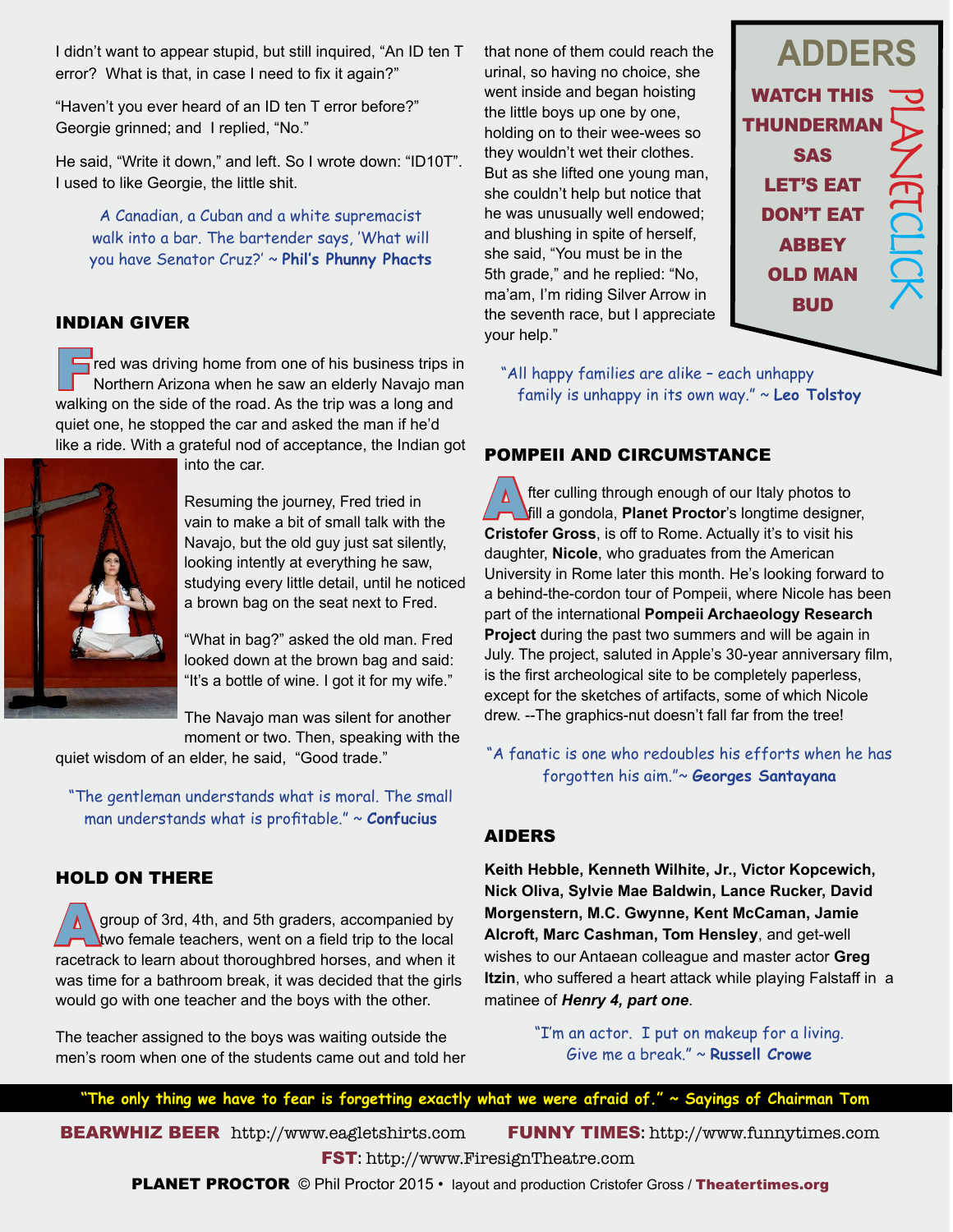I didn't want to appear stupid, but still inquired, "An ID ten T error? What is that, in case I need to fix it again?"

"Haven't you ever heard of an ID ten T error before?" Georgie grinned; and I replied, "No."

He said, "Write it down," and left. So I wrote down: "ID10T". I used to like Georgie, the little shit.

"A Canadian, a Cuban and a white supremacist walk into a bar. The bartender says, 'What will you have Senator Cruz?' ~ **Phil's Phunny Phacts**

## INDIAN GIVER

Fred was driving home from one of his business trips in Northern Arizona when he saw an elderly Navajo man walking on the side of the road. As the trip was a long and quiet one, he stopped the car and asked the man if he'd like a ride. With a grateful nod of acceptance, the Indian got into the car.

Resuming the journey, Fred tried in vain to make a bit of small talk with the Navajo, but the old guy just sat silently, looking intently at everything he saw, studying every little detail, until he noticed a brown bag on the seat next to Fred.

"What in bag?" asked the old man. Fred looked down at the brown bag and said: "It's a bottle of wine. I got it for my wife."

The Navajo man was silent for another moment or two. Then, speaking with the quiet wisdom of an elder, he said, "Good trade."

"The gentleman understands what is moral. The small man understands what is profitable." ~ **Confucius**

## HOLD ON THERE

A group of 3rd, 4th, and 5th graders, accompanied by two female teachers, went on a field trip to the local racetrack to learn about thoroughbred horses, and when it was time for a bathroom break, it was decided that the girls would go with one teacher and the boys with the other.

The teacher assigned to the boys was waiting outside the men's room when one of the students came out and told her that none of them could reach the urinal, so having no choice, she went inside and began hoisting the little boys up one by one, holding on to their wee-wees so they wouldn't wet their clothes. But as she lifted one young man, she couldn't help but notice that he was unusually well endowed; and blushing in spite of herself, she said, "You must be in the 5th grade," and he replied: "No, ma'am, I'm riding Silver Arrow in the seventh race, but I appreciate your help."

## ADDERS

PLANETCLICK

- WATCH THIS
- THUNDERMAN
- SAS
- LET'S EAT
- DON'T EAT
- ABBEY
- OLD MAN
- BUD

"All happy families are alike – each unhappy family is unhappy in its own way." ~ **Leo Tolstoy**

## POMPEII AND CIRCUMSTANCE

After culling through enough of our Italy photos to fill a gondola, **Planet Proctor**'s longtime designer, **Cristofer Gross**, is off to Rome. Actually it's to visit his daughter, **Nicole**, who graduates from the American University in Rome later this month. He's looking forward to a behind-the-cordon tour of Pompeii, where Nicole has been part of the international **Pompeii Archaeology Research Project** during the past two summers and will be again in July. The project, saluted in Apple's 30-year anniversary film, is the first archeological site to be completely paperless, except for the sketches of artifacts, some of which Nicole drew. --The graphics-nut doesn't fall far from the tree!

"A fanatic is one who redoubles his efforts when he has forgotten his aim."~ **Georges Santayana**

## AIDERS

**Keith Hebble, Kenneth Wilhite, Jr., Victor Kopcewich, Nick Oliva, Sylvie Mae Baldwin, Lance Rucker, David Morgenstern, M.C. Gwynne, Kent McCaman, Jamie Alcroft, Marc Cashman, Tom Hensley**, and get-well wishes to our Antaean colleague and master actor **Greg Itzin**, who suffered a heart attack while playing Falstaff in a matinee of ***Henry 4, part one***.

"I'm an actor. I put on makeup for a living. Give me a break." ~ **Russell Crowe**

**"The only thing we have to fear is forgetting exactly what we were afraid of." ~ Sayings of Chairman Tom**

**BEARWHIZ BEER** http://www.eagletshirts.com **FUNNY TIMES**: http://www.funnytimes.com

**FST**: http://www.FiresignTheatre.com

**PLANET PROCTOR** © Phil Proctor 2015 • layout and production Cristofer Gross / **Theatertimes.org**